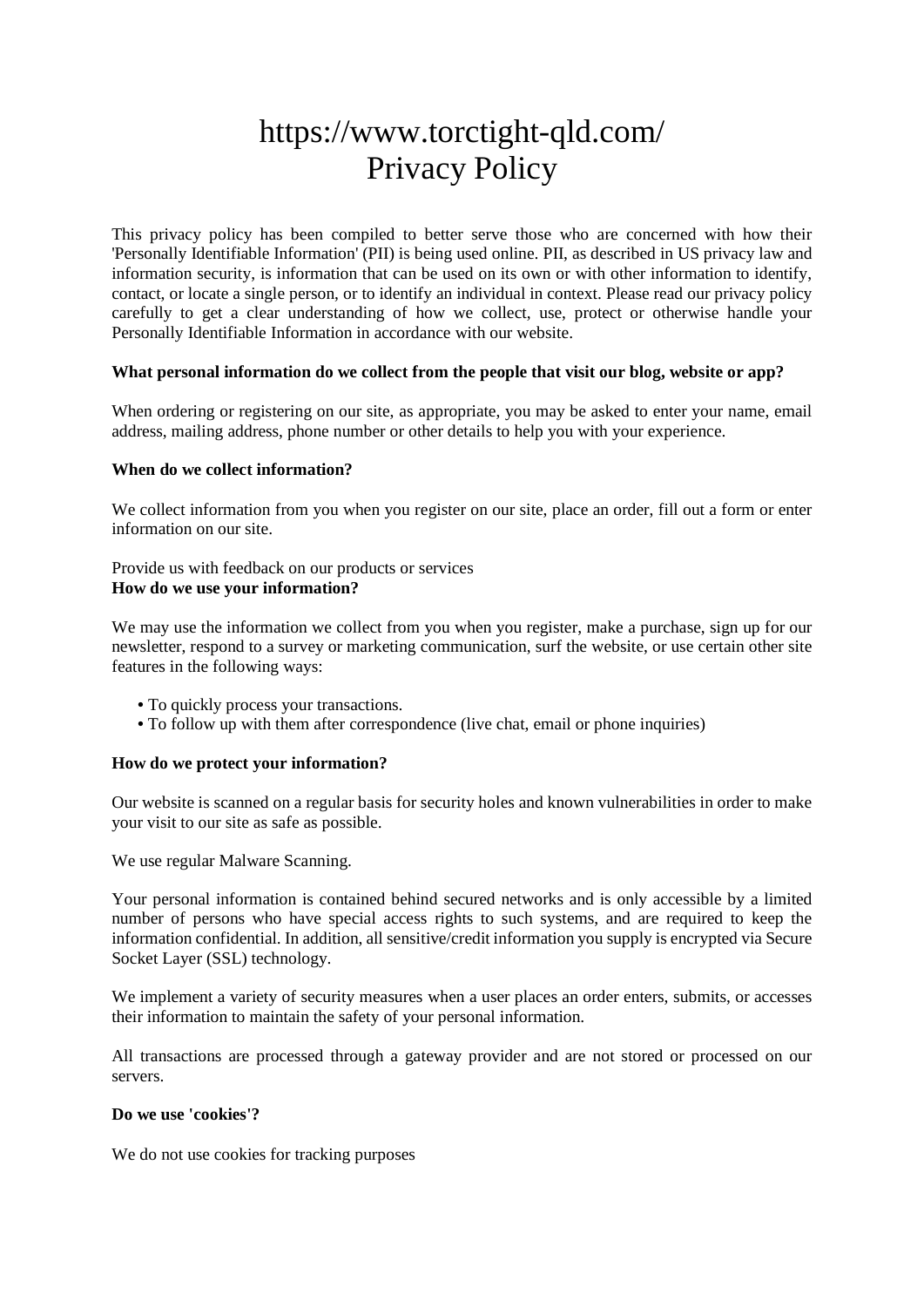# https://www.torctight-qld.com/
# Privacy Policy

This privacy policy has been compiled to better serve those who are concerned with how their 'Personally Identifiable Information' (PII) is being used online. PII, as described in US privacy law and information security, is information that can be used on its own or with other information to identify, contact, or locate a single person, or to identify an individual in context. Please read our privacy policy carefully to get a clear understanding of how we collect, use, protect or otherwise handle your Personally Identifiable Information in accordance with our website.

**What personal information do we collect from the people that visit our blog, website or app?**

When ordering or registering on our site, as appropriate, you may be asked to enter your name, email address, mailing address, phone number or other details to help you with your experience.

**When do we collect information?**

We collect information from you when you register on our site, place an order, fill out a form or enter information on our site.

Provide us with feedback on our products or services

**How do we use your information?**

We may use the information we collect from you when you register, make a purchase, sign up for our newsletter, respond to a survey or marketing communication, surf the website, or use certain other site features in the following ways:

- To quickly process your transactions.
- To follow up with them after correspondence (live chat, email or phone inquiries)

**How do we protect your information?**

Our website is scanned on a regular basis for security holes and known vulnerabilities in order to make your visit to our site as safe as possible.

We use regular Malware Scanning.

Your personal information is contained behind secured networks and is only accessible by a limited number of persons who have special access rights to such systems, and are required to keep the information confidential. In addition, all sensitive/credit information you supply is encrypted via Secure Socket Layer (SSL) technology.

We implement a variety of security measures when a user places an order enters, submits, or accesses their information to maintain the safety of your personal information.

All transactions are processed through a gateway provider and are not stored or processed on our servers.

**Do we use 'cookies'?**

We do not use cookies for tracking purposes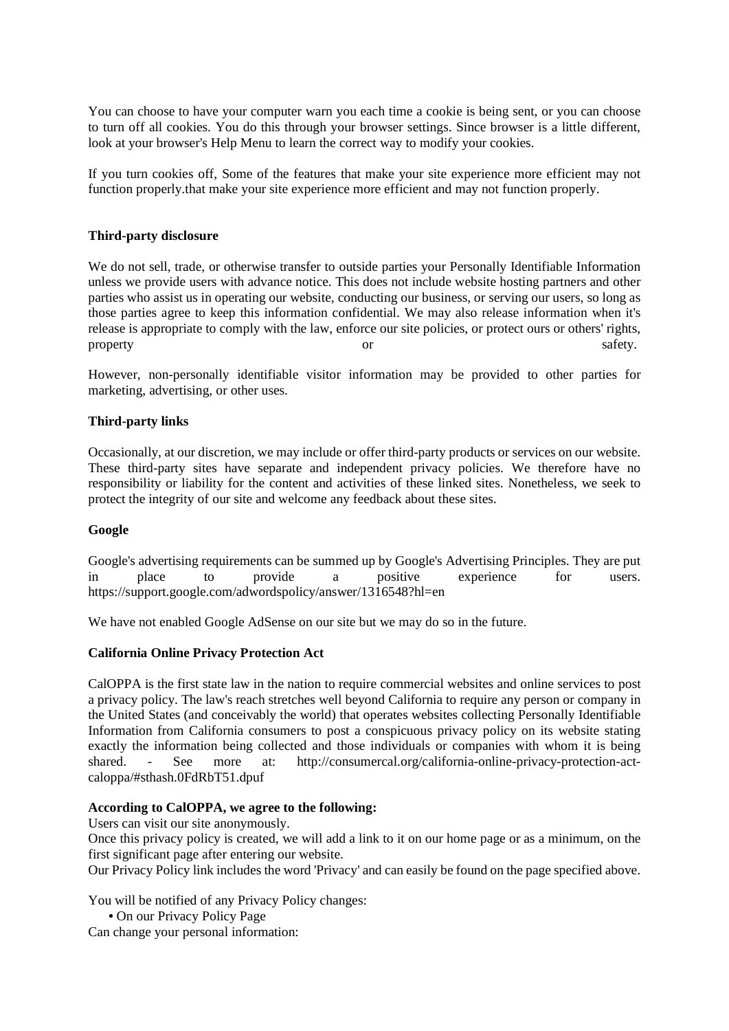You can choose to have your computer warn you each time a cookie is being sent, or you can choose to turn off all cookies. You do this through your browser settings. Since browser is a little different, look at your browser's Help Menu to learn the correct way to modify your cookies.

If you turn cookies off, Some of the features that make your site experience more efficient may not function properly.that make your site experience more efficient and may not function properly.

**Third-party disclosure**

We do not sell, trade, or otherwise transfer to outside parties your Personally Identifiable Information unless we provide users with advance notice. This does not include website hosting partners and other parties who assist us in operating our website, conducting our business, or serving our users, so long as those parties agree to keep this information confidential. We may also release information when it's release is appropriate to comply with the law, enforce our site policies, or protect ours or others' rights, property or safety.

However, non-personally identifiable visitor information may be provided to other parties for marketing, advertising, or other uses.

**Third-party links**

Occasionally, at our discretion, we may include or offer third-party products or services on our website. These third-party sites have separate and independent privacy policies. We therefore have no responsibility or liability for the content and activities of these linked sites. Nonetheless, we seek to protect the integrity of our site and welcome any feedback about these sites.

**Google**

Google's advertising requirements can be summed up by Google's Advertising Principles. They are put in place to provide a positive experience for users. https://support.google.com/adwordspolicy/answer/1316548?hl=en

We have not enabled Google AdSense on our site but we may do so in the future.

**California Online Privacy Protection Act**

CalOPPA is the first state law in the nation to require commercial websites and online services to post a privacy policy. The law's reach stretches well beyond California to require any person or company in the United States (and conceivably the world) that operates websites collecting Personally Identifiable Information from California consumers to post a conspicuous privacy policy on its website stating exactly the information being collected and those individuals or companies with whom it is being shared. - See more at: http://consumercal.org/california-online-privacy-protection-act-caloppa/#sthash.0FdRbT51.dpuf

**According to CalOPPA, we agree to the following:**

Users can visit our site anonymously.

Once this privacy policy is created, we will add a link to it on our home page or as a minimum, on the first significant page after entering our website.

Our Privacy Policy link includes the word 'Privacy' and can easily be found on the page specified above.

You will be notified of any Privacy Policy changes:

- On our Privacy Policy Page

Can change your personal information: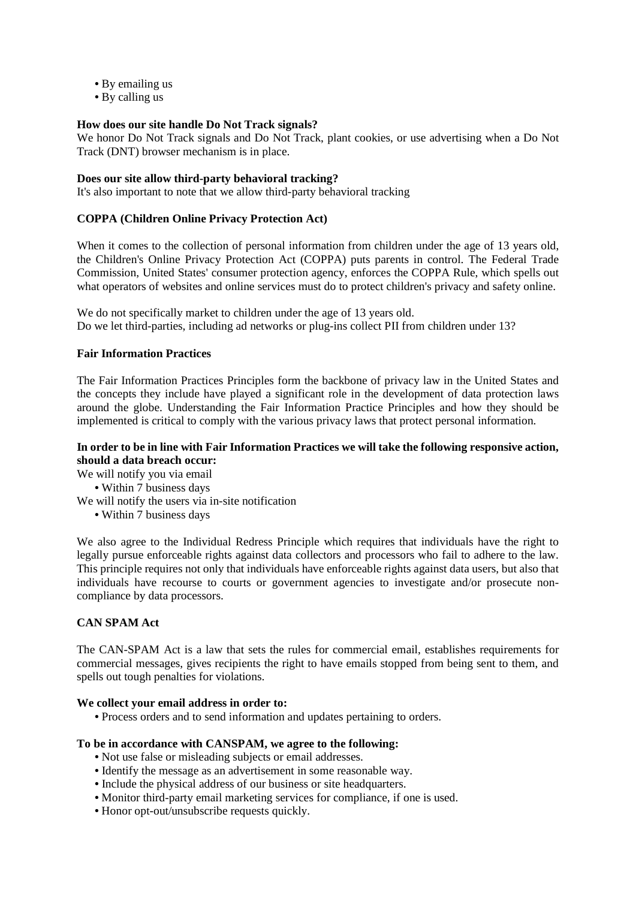- By emailing us
- By calling us

**How does our site handle Do Not Track signals?**
We honor Do Not Track signals and Do Not Track, plant cookies, or use advertising when a Do Not Track (DNT) browser mechanism is in place.

**Does our site allow third-party behavioral tracking?**
It's also important to note that we allow third-party behavioral tracking

**COPPA (Children Online Privacy Protection Act)**

When it comes to the collection of personal information from children under the age of 13 years old, the Children's Online Privacy Protection Act (COPPA) puts parents in control. The Federal Trade Commission, United States' consumer protection agency, enforces the COPPA Rule, which spells out what operators of websites and online services must do to protect children's privacy and safety online.

We do not specifically market to children under the age of 13 years old.
Do we let third-parties, including ad networks or plug-ins collect PII from children under 13?

**Fair Information Practices**

The Fair Information Practices Principles form the backbone of privacy law in the United States and the concepts they include have played a significant role in the development of data protection laws around the globe. Understanding the Fair Information Practice Principles and how they should be implemented is critical to comply with the various privacy laws that protect personal information.

**In order to be in line with Fair Information Practices we will take the following responsive action, should a data breach occur:**
We will notify you via email
- Within 7 business days

We will notify the users via in-site notification
- Within 7 business days

We also agree to the Individual Redress Principle which requires that individuals have the right to legally pursue enforceable rights against data collectors and processors who fail to adhere to the law. This principle requires not only that individuals have enforceable rights against data users, but also that individuals have recourse to courts or government agencies to investigate and/or prosecute non-compliance by data processors.

**CAN SPAM Act**

The CAN-SPAM Act is a law that sets the rules for commercial email, establishes requirements for commercial messages, gives recipients the right to have emails stopped from being sent to them, and spells out tough penalties for violations.

**We collect your email address in order to:**
- Process orders and to send information and updates pertaining to orders.

**To be in accordance with CANSPAM, we agree to the following:**
- Not use false or misleading subjects or email addresses.
- Identify the message as an advertisement in some reasonable way.
- Include the physical address of our business or site headquarters.
- Monitor third-party email marketing services for compliance, if one is used.
- Honor opt-out/unsubscribe requests quickly.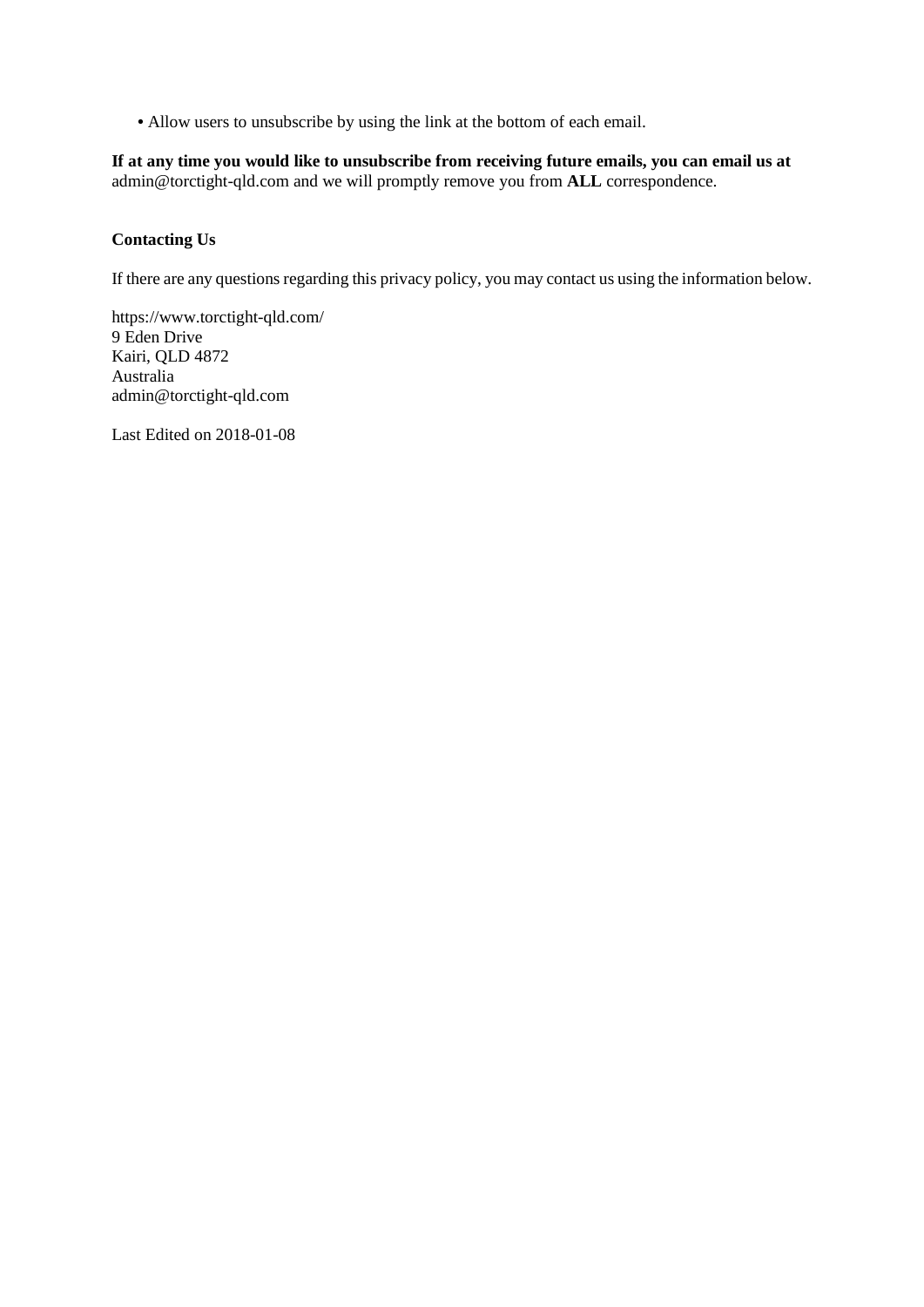- Allow users to unsubscribe by using the link at the bottom of each email.

**If at any time you would like to unsubscribe from receiving future emails, you can email us at** admin@torctight-qld.com and we will promptly remove you from **ALL** correspondence.

**Contacting Us**

If there are any questions regarding this privacy policy, you may contact us using the information below.

https://www.torctight-qld.com/
9 Eden Drive
Kairi, QLD 4872
Australia
admin@torctight-qld.com

Last Edited on 2018-01-08